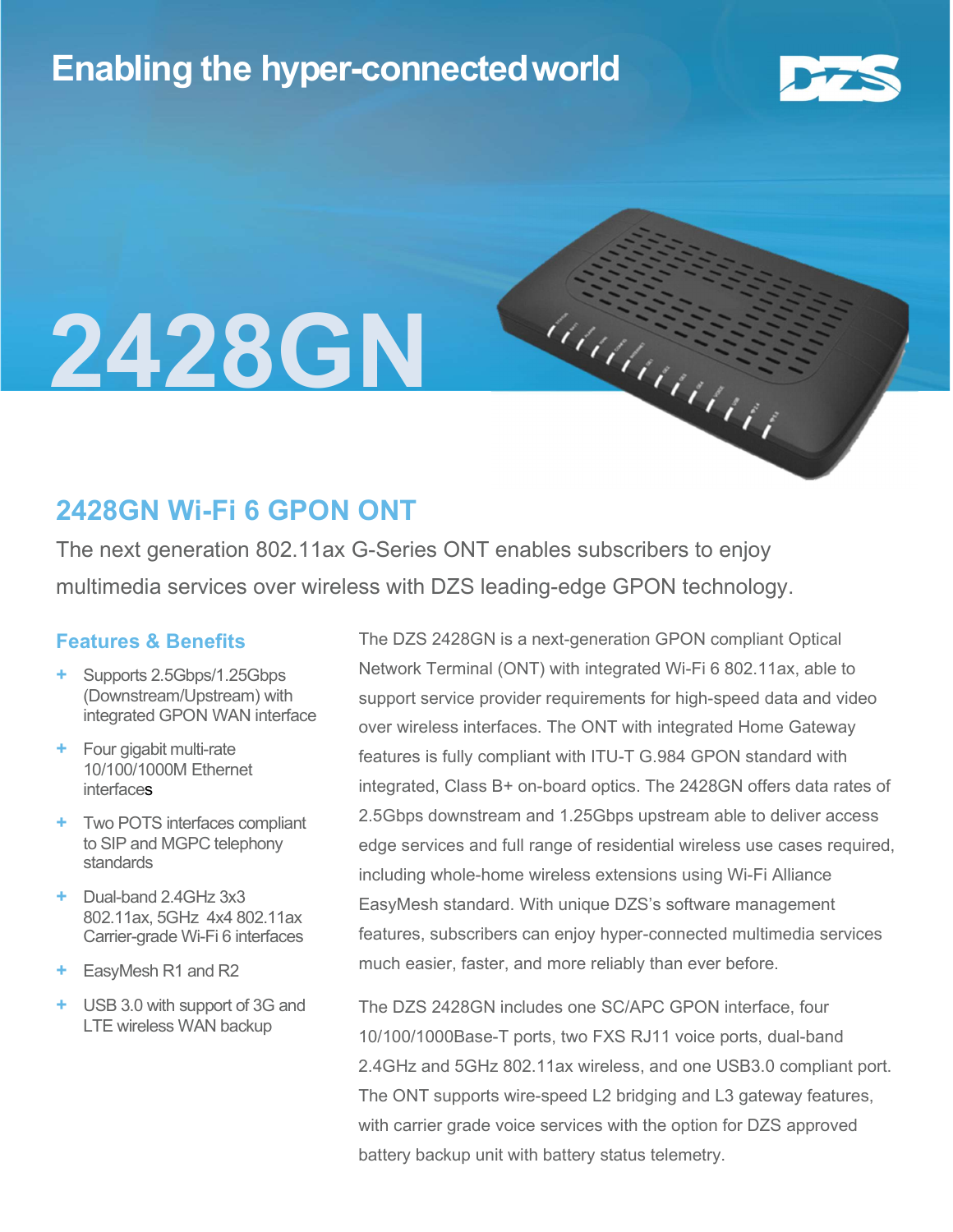Enabling the hyper-connected world

# 2428GN

## 2428GN Wi-Fi 6 GPON ONT

The next generation 802.11ax G-Series ONT enables subscribers to enjoy multimedia services over wireless with DZS leading-edge GPON technology.

### Features & Benefits

- Supports 2.5Gbps/1.25Gbps (Downstream/Upstream) with integrated GPON WAN interface
- Four gigabit multi-rate 10/100/1000M Ethernet interfaces
- Two POTS interfaces compliant to SIP and MGPC telephony standards
- Dual-band 2.4GHz 3x3 802.11ax, 5GHz 4x4 802.11ax Carrier-grade Wi-Fi 6 interfaces
- EasyMesh R1 and R2
- USB 3.0 with support of 3G and LTE wireless WAN backup

The DZS 2428GN is a next-generation GPON compliant Optical Network Terminal (ONT) with integrated Wi-Fi 6 802.11ax, able to support service provider requirements for high-speed data and video over wireless interfaces. The ONT with integrated Home Gateway features is fully compliant with ITU-T G.984 GPON standard with integrated, Class B+ on-board optics. The 2428GN offers data rates of 2.5Gbps downstream and 1.25Gbps upstream able to deliver access edge services and full range of residential wireless use cases required, including whole-home wireless extensions using Wi-Fi Alliance EasyMesh standard. With unique DZS's software management features, subscribers can enjoy hyper-connected multimedia services much easier, faster, and more reliably than ever before.

The DZS 2428GN includes one SC/APC GPON interface, four 10/100/1000Base-T ports, two FXS RJ11 voice ports, dual-band 2.4GHz and 5GHz 802.11ax wireless, and one USB3.0 compliant port. The ONT supports wire-speed L2 bridging and L3 gateway features, with carrier grade voice services with the option for DZS approved battery backup unit with battery status telemetry.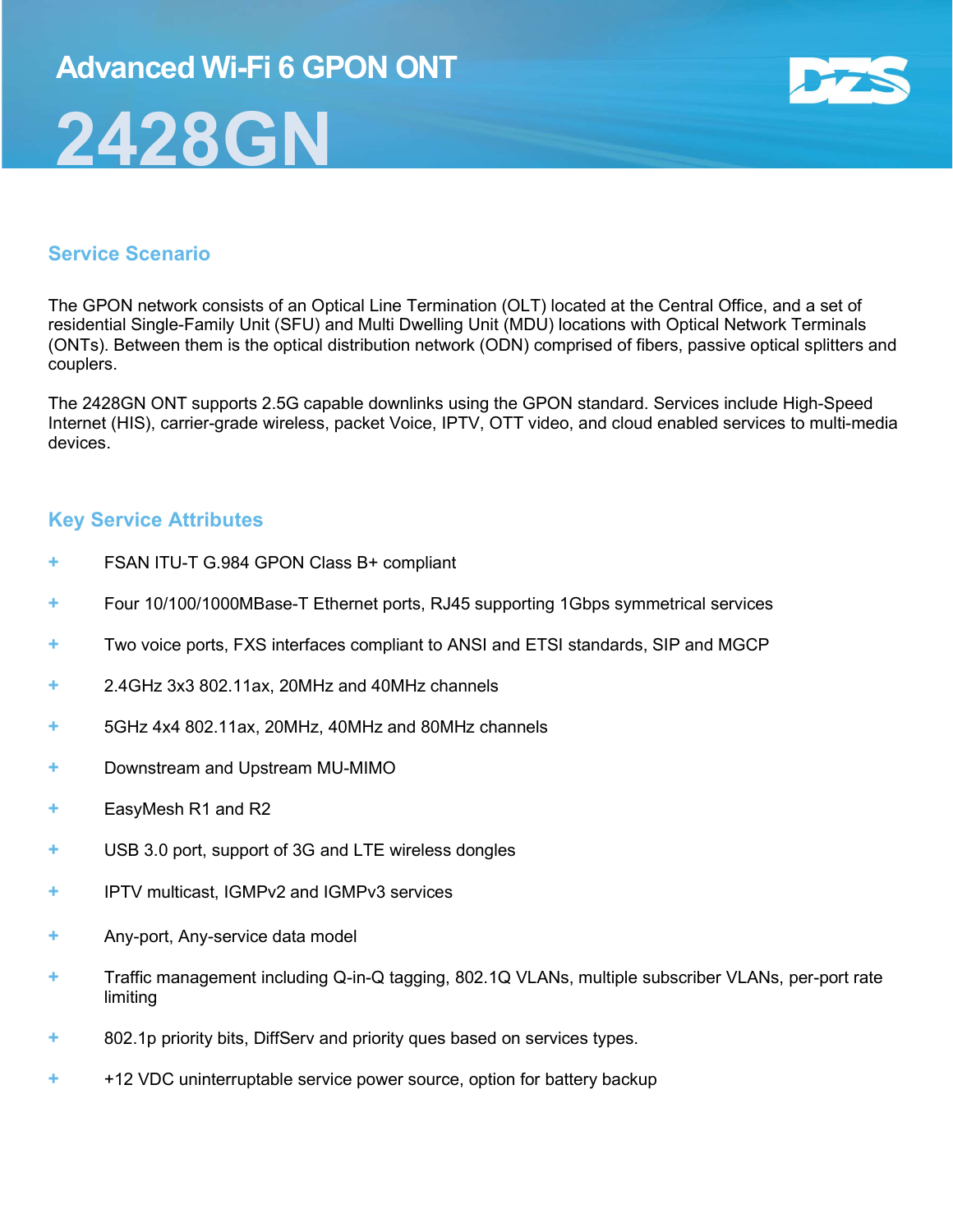# Advanced Wi-Fi 6 GPON ONT

# 2428GN

## Service Scenario

The GPON network consists of an Optical Line Termination (OLT) located at the Central Office, and a set of residential Single-Family Unit (SFU) and Multi Dwelling Unit (MDU) locations with Optical Network Terminals (ONTs). Between them is the optical distribution network (ODN) comprised of fibers, passive optical splitters and couplers.

The 2428GN ONT supports 2.5G capable downlinks using the GPON standard. Services include High-Speed Internet (HIS), carrier-grade wireless, packet Voice, IPTV, OTT video, and cloud enabled services to multi-media devices.

## Key Service Attributes

- FSAN ITU-T G.984 GPON Class B+ compliant
- Four 10/100/1000MBase-T Ethernet ports, RJ45 supporting 1Gbps symmetrical services
- Two voice ports, FXS interfaces compliant to ANSI and ETSI standards, SIP and MGCP
- 2.4GHz 3x3 802.11ax, 20MHz and 40MHz channels
- 5GHz 4x4 802.11ax, 20MHz, 40MHz and 80MHz channels
- Downstream and Upstream MU-MIMO
- EasyMesh R1 and R2
- USB 3.0 port, support of 3G and LTE wireless dongles
- IPTV multicast, IGMPv2 and IGMPv3 services
- Any-port, Any-service data model
- Traffic management including Q-in-Q tagging, 802.1Q VLANs, multiple subscriber VLANs, per-port rate limiting
- 802.1p priority bits, DiffServ and priority ques based on services types.
- +12 VDC uninterruptable service power source, option for battery backup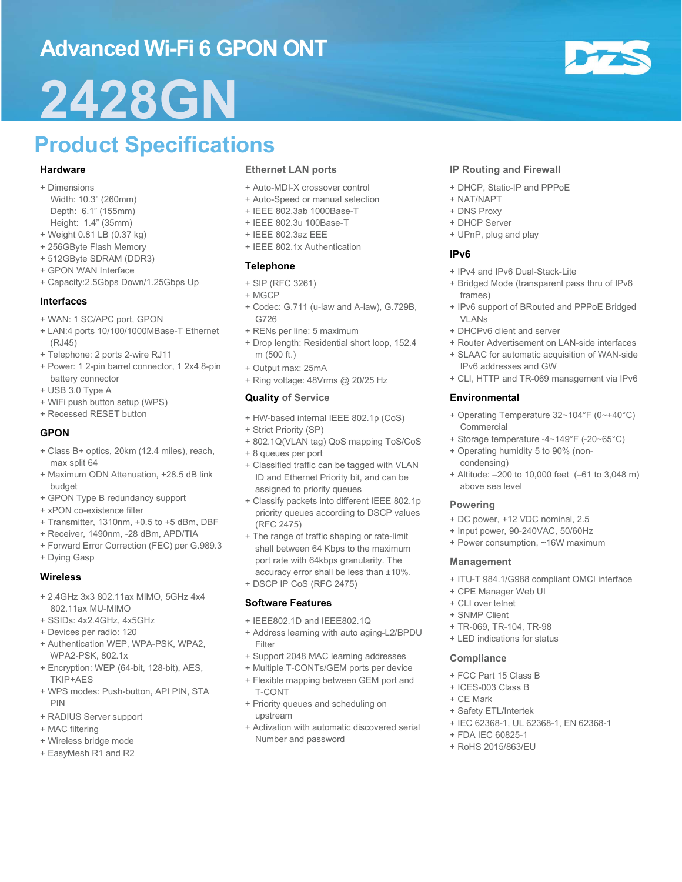# Advanced Wi-Fi 6 GPON ONT

# 2428GN

## Product Specifications

### Hardware

- Dimensions
  Width: 10.3" (260mm)
  Depth: 6.1" (155mm)
  Height: 1.4" (35mm)
- Weight 0.81 LB (0.37 kg)
- 256GByte Flash Memory
- 512GByte SDRAM (DDR3)
- GPON WAN Interface
- Capacity:2.5Gbps Down/1.25Gbps Up

### Interfaces

- WAN: 1 SC/APC port, GPON
- LAN:4 ports 10/100/1000MBase-T Ethernet (RJ45)
- Telephone: 2 ports 2-wire RJ11
- Power: 1 2-pin barrel connector, 1 2x4 8-pin battery connector
- USB 3.0 Type A
- WiFi push button setup (WPS)
- Recessed RESET button

### GPON

- Class B+ optics, 20km (12.4 miles), reach, max split 64
- Maximum ODN Attenuation, +28.5 dB link budget
- GPON Type B redundancy support
- xPON co-existence filter
- Transmitter, 1310nm, +0.5 to +5 dBm, DBF
- Receiver, 1490nm, -28 dBm, APD/TIA
- Forward Error Correction (FEC) per G.989.3
- Dying Gasp

### Wireless

- 2.4GHz 3x3 802.11ax MIMO, 5GHz 4x4 802.11ax MU-MIMO
- SSIDs: 4x2.4GHz, 4x5GHz
- Devices per radio: 120
- Authentication WEP, WPA-PSK, WPA2, WPA2-PSK, 802.1x
- Encryption: WEP (64-bit, 128-bit), AES, TKIP+AES
- WPS modes: Push-button, API PIN, STA PIN
- RADIUS Server support
- MAC filtering
- Wireless bridge mode
- EasyMesh R1 and R2

### Ethernet LAN ports

- Auto-MDI-X crossover control
- Auto-Speed or manual selection
- IEEE 802.3ab 1000Base-T
- IEEE 802.3u 100Base-T
- IEEE 802.3az EEE
- IEEE 802.1x Authentication

### Telephone

- SIP (RFC 3261)
- MGCP
- Codec: G.711 (u-law and A-law), G.729B, G726
- RENs per line: 5 maximum
- Drop length: Residential short loop, 152.4 m (500 ft.)
- Output max: 25mA
- Ring voltage: 48Vrms @ 20/25 Hz

### Quality of Service

- HW-based internal IEEE 802.1p (CoS)
- Strict Priority (SP)
- 802.1Q(VLAN tag) QoS mapping ToS/CoS
- 8 queues per port
- Classified traffic can be tagged with VLAN ID and Ethernet Priority bit, and can be assigned to priority queues
- Classify packets into different IEEE 802.1p priority queues according to DSCP values (RFC 2475)
- The range of traffic shaping or rate-limit shall between 64 Kbps to the maximum port rate with 64kbps granularity. The accuracy error shall be less than ±10%.
- DSCP IP CoS (RFC 2475)

### Software Features

- IEEE802.1D and IEEE802.1Q
- Address learning with auto aging-L2/BPDU Filter
- Support 2048 MAC learning addresses
- Multiple T-CONTs/GEM ports per device
- Flexible mapping between GEM port and T-CONT
- Priority queues and scheduling on upstream
- Activation with automatic discovered serial Number and password

### IP Routing and Firewall

- DHCP, Static-IP and PPPoE
- NAT/NAPT
- DNS Proxy
- DHCP Server
- UPnP, plug and play

### IPv6

- IPv4 and IPv6 Dual-Stack-Lite
- Bridged Mode (transparent pass thru of IPv6 frames)
- IPv6 support of BRouted and PPPoE Bridged VLANs
- DHCPv6 client and server
- Router Advertisement on LAN-side interfaces
- SLAAC for automatic acquisition of WAN-side IPv6 addresses and GW
- CLI, HTTP and TR-069 management via IPv6

### Environmental

- Operating Temperature 32~104°F (0~+40°C) Commercial
- Storage temperature -4~149°F (-20~65°C)
- Operating humidity 5 to 90% (non-condensing)
- Altitude: –200 to 10,000 feet (–61 to 3,048 m) above sea level

### Powering

- DC power, +12 VDC nominal, 2.5
- Input power, 90-240VAC, 50/60Hz
- Power consumption, ~16W maximum

### Management

- ITU-T 984.1/G988 compliant OMCI interface
- CPE Manager Web UI
- CLI over telnet
- SNMP Client
- TR-069, TR-104, TR-98
- LED indications for status

### Compliance

- FCC Part 15 Class B
- ICES-003 Class B
- CE Mark
- Safety ETL/Intertek
- IEC 62368-1, UL 62368-1, EN 62368-1
- FDA IEC 60825-1
- RoHS 2015/863/EU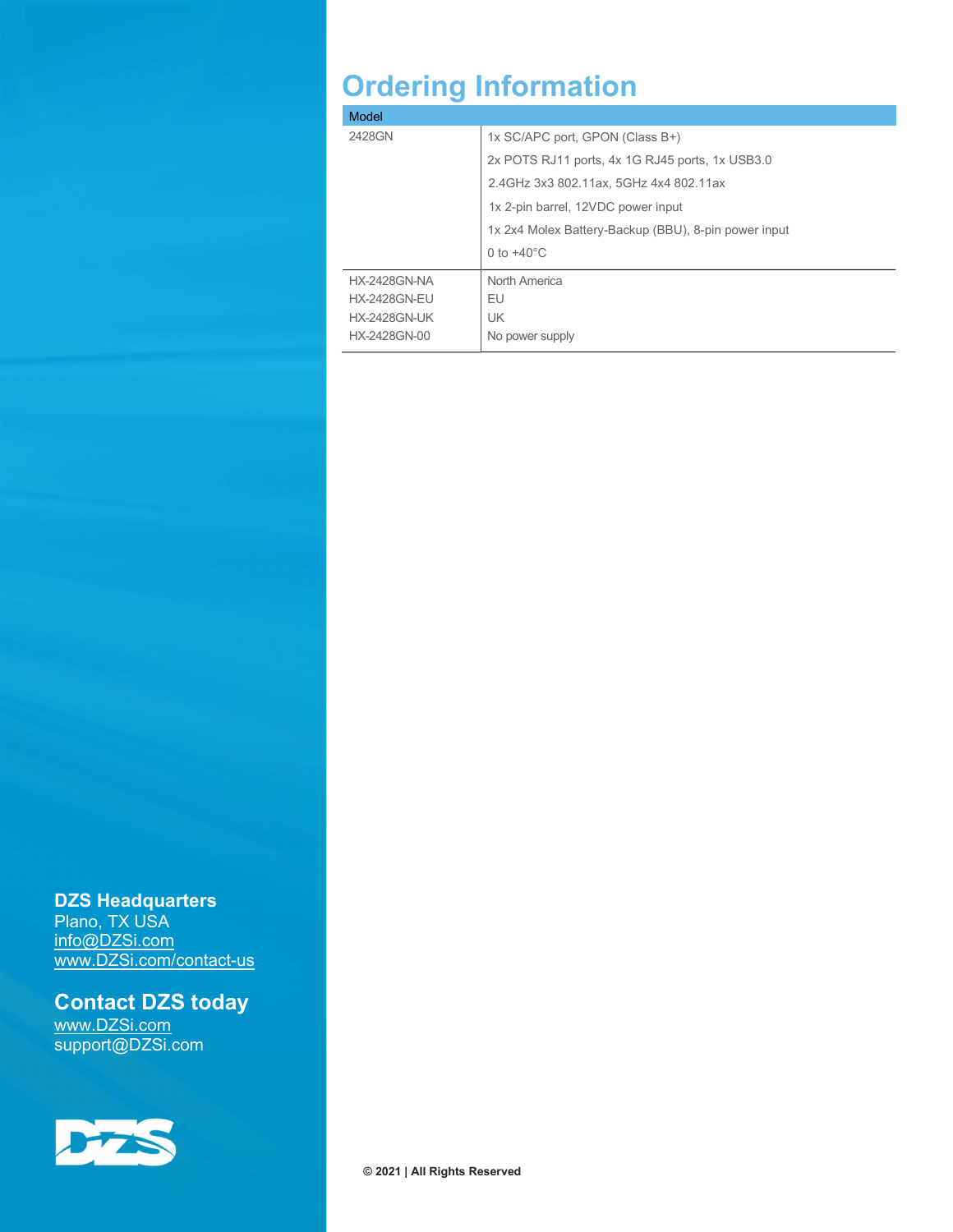# Ordering Information

| Model | |
|---|---|
| 2428GN | 1x SC/APC port, GPON (Class B+) |
| | 2x POTS RJ11 ports, 4x 1G RJ45 ports, 1x USB3.0 |
| | 2.4GHz 3x3 802.11ax, 5GHz 4x4 802.11ax |
| | 1x 2-pin barrel, 12VDC power input |
| | 1x 2x4 Molex Battery-Backup (BBU), 8-pin power input |
| | 0 to +40°C |
| HX-2428GN-NA | North America |
| HX-2428GN-EU | EU |
| HX-2428GN-UK | UK |
| HX-2428GN-00 | No power supply |

**DZS Headquarters**
Plano, TX USA
info@DZSi.com
www.DZSi.com/contact-us

**Contact DZS today**
www.DZSi.com
support@DZSi.com

DZS

**© 2021 | All Rights Reserved**